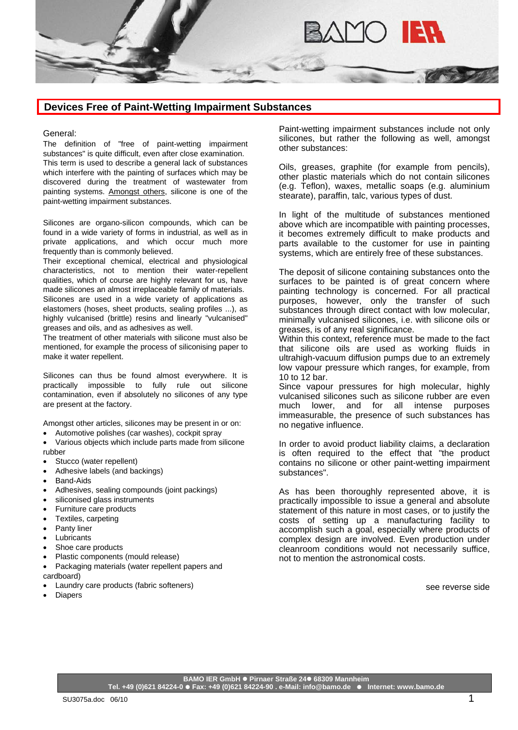## Devices Free of Paint-Wetting Impairment Substances

General:

The definition of "free of paint-wetting impairment substances" is quite difficult, even after close examination. This term is used to describe a general lack of substances which interfere with the painting of surfaces which may be discovered during the treatment of wastewater from painting systems. Amongst others, silicone is one of the paint-wetting impairment substances.

Silicones are organo-silicon compounds, which can be found in a wide variety of forms in industrial, as well as in private applications, and which occur much more frequently than is commonly believed.

Their exceptional chemical, electrical and physiological characteristics, not to mention their water-repellent qualities, which of course are highly relevant for us, have made silicones an almost irreplaceable family of materials.

Silicones are used in a wide variety of applications as elastomers (hoses, sheet products, sealing profiles ...), as highly vulcanised (brittle) resins and linearly "vulcanised" greases and oils, and as adhesives as well.

The treatment of other materials with silicone must also be mentioned, for example the process of siliconising paper to make it water repellent.

Silicones can thus be found almost everywhere. It is practically impossible to fully rule out silicone contamination, even if absolutely no silicones of any type are present at the factory.

Amongst other articles, silicones may be present in or on:

- Automotive polishes (car washes), cockpit spray
- Various objects which include parts made from silicone rubber
- Stucco (water repellent)
- Adhesive labels (and backings)
- Band-Aids
- Adhesives, sealing compounds (joint packings)
- siliconised glass instruments
- Furniture care products
- Textiles, carpeting
- Panty liner
- Lubricants
- Shoe care products
- Plastic components (mould release)
- Packaging materials (water repellent papers and cardboard)
- Laundry care products (fabric softeners)
- Diapers

Paint-wetting impairment substances include not only silicones, but rather the following as well, amongst other substances:

Oils, greases, graphite (for example from pencils), other plastic materials which do not contain silicones (e.g. Teflon), waxes, metallic soaps (e.g. aluminium stearate), paraffin, talc, various types of dust.

In light of the multitude of substances mentioned above which are incompatible with painting processes, it becomes extremely difficult to make products and parts available to the customer for use in painting systems, which are entirely free of these substances.

The deposit of silicone containing substances onto the surfaces to be painted is of great concern where painting technology is concerned. For all practical purposes, however, only the transfer of such substances through direct contact with low molecular, minimally vulcanised silicones, i.e. with silicone oils or greases, is of any real significance.

Within this context, reference must be made to the fact that silicone oils are used as working fluids in ultrahigh-vacuum diffusion pumps due to an extremely low vapour pressure which ranges, for example, from 10 to 12 bar.

Since vapour pressures for high molecular, highly vulcanised silicones such as silicone rubber are even much lower, and for all intense purposes immeasurable, the presence of such substances has no negative influence.

In order to avoid product liability claims, a declaration is often required to the effect that "the product contains no silicone or other paint-wetting impairment substances".

As has been thoroughly represented above, it is practically impossible to issue a general and absolute statement of this nature in most cases, or to justify the costs of setting up a manufacturing facility to accomplish such a goal, especially where products of complex design are involved. Even production under cleanroom conditions would not necessarily suffice, not to mention the astronomical costs.

see reverse side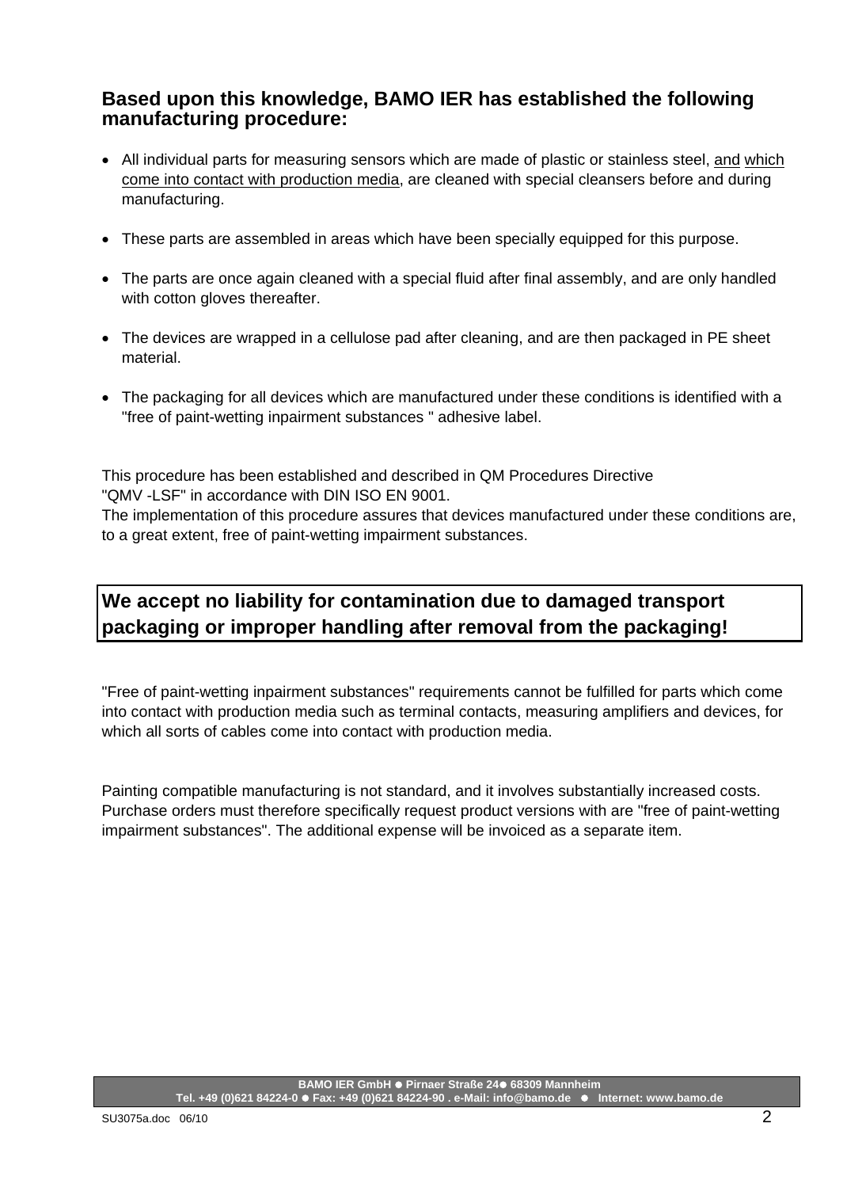## Based upon this knowledge, BAMO IER has established the following manufacturing procedure:

- All individual parts for measuring sensors which are made of plastic or stainless steel, and which come into contact with production media, are cleaned with special cleansers before and during manufacturing.
- These parts are assembled in areas which have been specially equipped for this purpose.
- The parts are once again cleaned with a special fluid after final assembly, and are only handled with cotton gloves thereafter.
- The devices are wrapped in a cellulose pad after cleaning, and are then packaged in PE sheet material.
- The packaging for all devices which are manufactured under these conditions is identified with a "free of paint-wetting inpairment substances " adhesive label.

This procedure has been established and described in QM Procedures Directive "QMV -LSF" in accordance with DIN ISO EN 9001.
The implementation of this procedure assures that devices manufactured under these conditions are, to a great extent, free of paint-wetting impairment substances.

**We accept no liability for contamination due to damaged transport packaging or improper handling after removal from the packaging!**

"Free of paint-wetting inpairment substances" requirements cannot be fulfilled for parts which come into contact with production media such as terminal contacts, measuring amplifiers and devices, for which all sorts of cables come into contact with production media.

Painting compatible manufacturing is not standard, and it involves substantially increased costs. Purchase orders must therefore specifically request product versions with are "free of paint-wetting impairment substances". The additional expense will be invoiced as a separate item.

BAMO IER GmbH ● Pirnaer Straße 24● 68309 Mannheim
Tel. +49 (0)621 84224-0 ● Fax: +49 (0)621 84224-90 . e-Mail: info@bamo.de ● Internet: www.bamo.de

SU3075a.doc 06/10